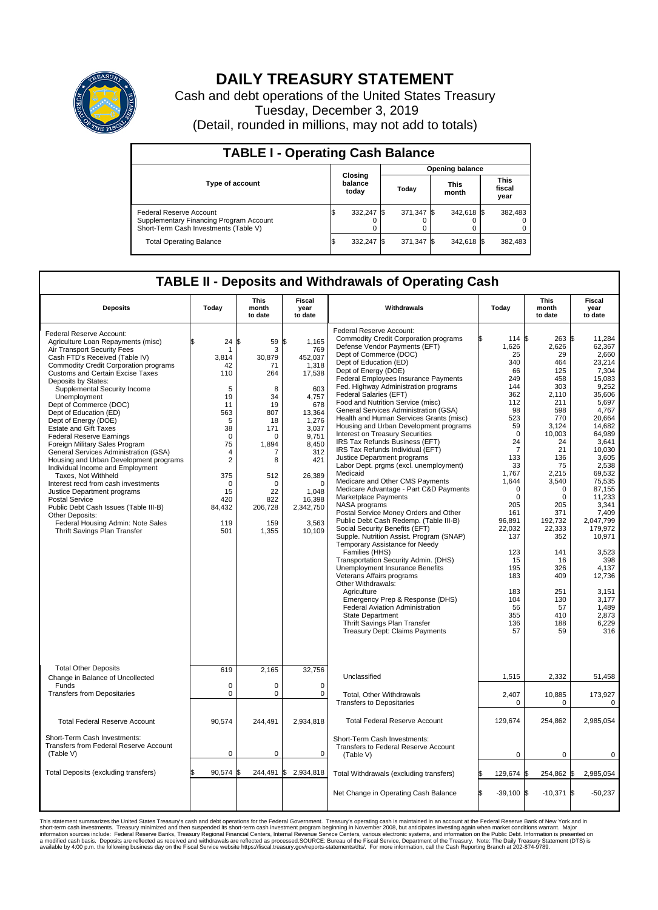# DAILY TREASURY STATEMENT

Cash and debt operations of the United States Treasury
Tuesday, December 3, 2019
(Detail, rounded in millions, may not add to totals)

## TABLE I - Operating Cash Balance

| Type of account | Closing balance today | Opening balance Today | Opening balance This month | Opening balance This fiscal year |
|---|---|---|---|---|
| Federal Reserve Account | $ 332,247 | $ 371,347 | $ 342,618 | $ 382,483 |
| Supplementary Financing Program Account | 0 | 0 | 0 | 0 |
| Short-Term Cash Investments (Table V) | 0 | 0 | 0 | 0 |
| Total Operating Balance | $ 332,247 | $ 371,347 | $ 342,618 | $ 382,483 |

## TABLE II - Deposits and Withdrawals of Operating Cash

| Deposits | Today | This month to date | Fiscal year to date | Withdrawals | Today | This month to date | Fiscal year to date |
|---|---|---|---|---|---|---|---|
| Federal Reserve Account: | | | | Federal Reserve Account: | | | |
| Agriculture Loan Repayments (misc) | $ 24 | $ 59 | $ 1,165 | Commodity Credit Corporation programs | $ 114 | $ 263 | $ 11,284 |
| Air Transport Security Fees | 1 | 3 | 769 | Defense Vendor Payments (EFT) | 1,626 | 2,626 | 62,367 |
| Cash FTD's Received (Table IV) | 3,814 | 30,879 | 452,037 | Dept of Commerce (DOC) | 25 | 29 | 2,660 |
| Commodity Credit Corporation programs | 42 | 71 | 1,318 | Dept of Education (ED) | 340 | 464 | 23,214 |
| Customs and Certain Excise Taxes | 110 | 264 | 17,538 | Dept of Energy (DOE) | 66 | 125 | 7,304 |
| Deposits by States: | | | | Federal Employees Insurance Payments | 249 | 458 | 15,083 |
| Supplemental Security Income | 5 | 8 | 603 | Fed. Highway Administration programs | 144 | 303 | 9,252 |
| Unemployment | 19 | 34 | 4,757 | Federal Salaries (EFT) | 362 | 2,110 | 35,606 |
| Dept of Commerce (DOC) | 11 | 19 | 678 | Food and Nutrition Service (misc) | 112 | 211 | 5,697 |
| Dept of Education (ED) | 563 | 807 | 13,364 | General Services Administration (GSA) | 98 | 598 | 4,767 |
| Dept of Energy (DOE) | 5 | 18 | 1,276 | Health and Human Services Grants (misc) | 523 | 770 | 20,664 |
| Estate and Gift Taxes | 38 | 171 | 3,037 | Housing and Urban Development programs | 59 | 3,124 | 14,682 |
| Federal Reserve Earnings | 0 | 0 | 9,751 | Interest on Treasury Securities | 0 | 10,003 | 64,989 |
| Foreign Military Sales Program | 75 | 1,894 | 8,450 | IRS Tax Refunds Business (EFT) | 24 | 24 | 3,641 |
| General Services Administration (GSA) | 4 | 7 | 312 | IRS Tax Refunds Individual (EFT) | 7 | 21 | 10,030 |
| Housing and Urban Development programs | 2 | 8 | 421 | Justice Department programs | 133 | 136 | 3,605 |
| Individual Income and Employment Taxes, Not Withheld | 375 | 512 | 26,389 | Labor Dept. prgms (excl. unemployment) | 33 | 75 | 2,538 |
| Interest recd from cash investments | 0 | 0 | 0 | Medicaid | 1,767 | 2,215 | 69,532 |
| Justice Department programs | 15 | 22 | 1,048 | Medicare and Other CMS Payments | 1,644 | 3,540 | 75,535 |
| Postal Service | 420 | 822 | 16,398 | Medicare Advantage - Part C&D Payments | 0 | 0 | 87,155 |
| Public Debt Cash Issues (Table III-B) | 84,432 | 206,728 | 2,342,750 | Marketplace Payments | 0 | 0 | 11,233 |
| Other Deposits: | | | | NASA programs | 205 | 205 | 3,341 |
| Federal Housing Admin: Note Sales | 119 | 159 | 3,563 | Postal Service Money Orders and Other | 161 | 371 | 7,409 |
| Thrift Savings Plan Transfer | 501 | 1,355 | 10,109 | Public Debt Cash Redemp. (Table III-B) | 96,891 | 192,732 | 2,047,799 |
| | | | | Social Security Benefits (EFT) | 22,032 | 22,333 | 179,972 |
| | | | | Supple. Nutrition Assist. Program (SNAP) | 137 | 352 | 10,971 |
| | | | | Temporary Assistance for Needy Families (HHS) | 123 | 141 | 3,523 |
| | | | | Transportation Security Admin. (DHS) | 15 | 16 | 398 |
| | | | | Unemployment Insurance Benefits | 195 | 326 | 4,137 |
| | | | | Veterans Affairs programs | 183 | 409 | 12,736 |
| | | | | Other Withdrawals: | | | |
| | | | | Agriculture | 183 | 251 | 3,151 |
| | | | | Emergency Prep & Response (DHS) | 104 | 130 | 3,177 |
| | | | | Federal Aviation Administration | 56 | 57 | 1,489 |
| | | | | State Department | 355 | 410 | 2,873 |
| | | | | Thrift Savings Plan Transfer | 136 | 188 | 6,229 |
| | | | | Treasury Dept: Claims Payments | 57 | 59 | 316 |
| Total Other Deposits | 619 | 2,165 | 32,756 | Unclassified | 1,515 | 2,332 | 51,458 |
| Change in Balance of Uncollected Funds | 0 | 0 | 0 | | | | |
| Transfers from Depositaries | 0 | 0 | 0 | Total, Other Withdrawals | 2,407 | 10,885 | 173,927 |
| | | | | Transfers to Depositaries | 0 | 0 | 0 |
| Total Federal Reserve Account | 90,574 | 244,491 | 2,934,818 | Total Federal Reserve Account | 129,674 | 254,862 | 2,985,054 |
| Short-Term Cash Investments: Transfers from Federal Reserve Account (Table V) | 0 | 0 | 0 | Short-Term Cash Investments: Transfers to Federal Reserve Account (Table V) | 0 | 0 | 0 |
| Total Deposits (excluding transfers) | $ 90,574 | $ 244,491 | $ 2,934,818 | Total Withdrawals (excluding transfers) | $ 129,674 | $ 254,862 | $ 2,985,054 |
| | | | | Net Change in Operating Cash Balance | $ -39,100 | $ -10,371 | $ -50,237 |

This statement summarizes the United States Treasury's cash and debt operations for the Federal Government. Treasury's operating cash is maintained in an account at the Federal Reserve Bank of New York and in short-term cash investments. Treasury minimized and then suspended its short-term cash investment program beginning in November 2008, but anticipates investing again when market conditions warrant. Major information sources include: Federal Reserve Banks, Treasury Regional Financial Centers, Internal Revenue Service Centers, various electronic systems, and information on the Public Debt. Information is presented on a modified cash basis. Deposits are reflected as received and withdrawals are reflected as processed.SOURCE: Bureau of the Fiscal Service, Department of the Treasury. Note: The Daily Treasury Statement (DTS) is available by 4:00 p.m. the following business day on the Fiscal Service website https://fiscal.treasury.gov/reports-statements/dts/. For more information, call the Cash Reporting Branch at 202-874-9789.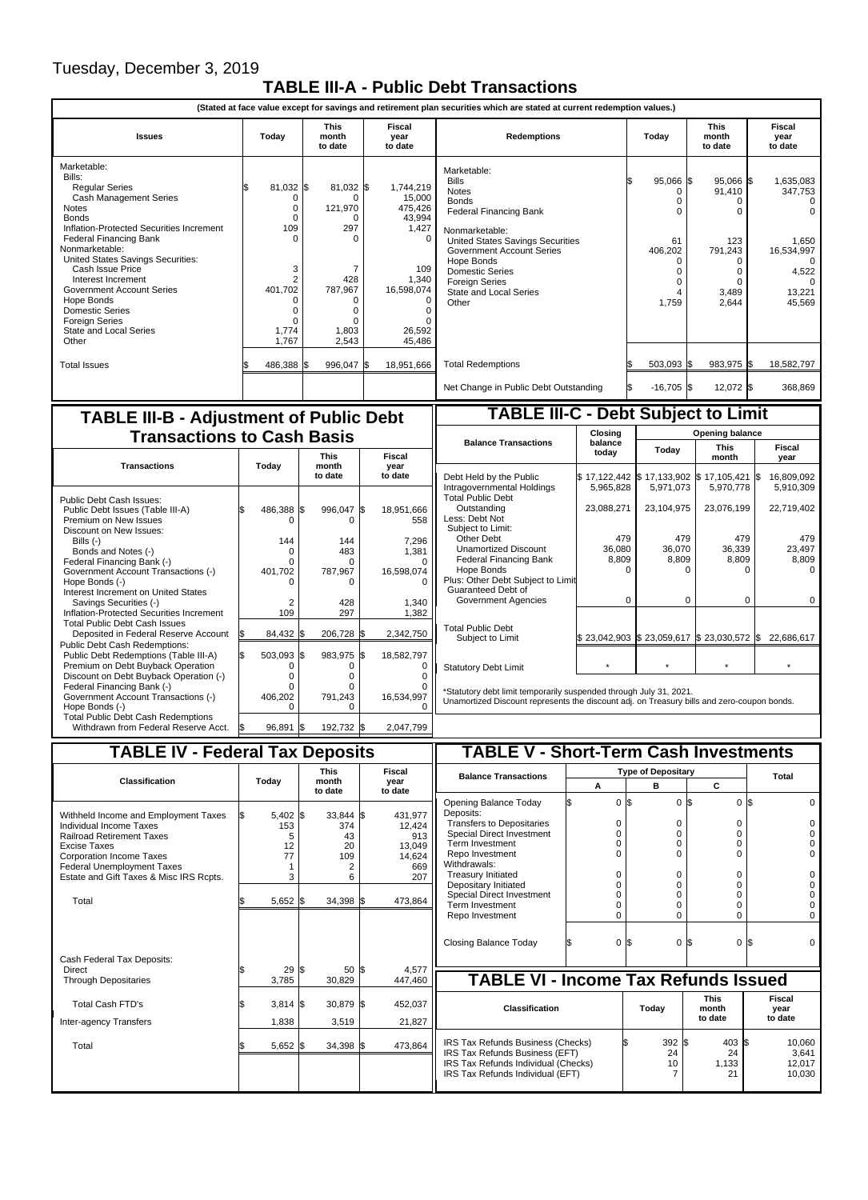Tuesday, December 3, 2019

# TABLE III-A - Public Debt Transactions

(Stated at face value except for savings and retirement plan securities which are stated at current redemption values.)

| Issues | Today | This month to date | Fiscal year to date |
|---|---|---|---|
| Marketable: | | | |
| Bills: | | | |
| Regular Series | $ 81,032 | $ 81,032 | $ 1,744,219 |
| Cash Management Series | 0 | 0 | 15,000 |
| Notes | 0 | 121,970 | 475,426 |
| Bonds | 0 | 0 | 43,994 |
| Inflation-Protected Securities Increment | 109 | 297 | 1,427 |
| Federal Financing Bank | 0 | 0 | 0 |
| Nonmarketable: | | | |
| United States Savings Securities: | | | |
| Cash Issue Price | 3 | 7 | 109 |
| Interest Increment | 2 | 428 | 1,340 |
| Government Account Series | 401,702 | 787,967 | 16,598,074 |
| Hope Bonds | 0 | 0 | 0 |
| Domestic Series | 0 | 0 | 0 |
| Foreign Series | 0 | 0 | 0 |
| State and Local Series | 1,774 | 1,803 | 26,592 |
| Other | 1,767 | 2,543 | 45,486 |
| Total Issues | $ 486,388 | $ 996,047 | $ 18,951,666 |

| Redemptions | Today | This month to date | Fiscal year to date |
|---|---|---|---|
| Marketable: | | | |
| Bills | $ 95,066 | $ 95,066 | $ 1,635,083 |
| Notes | 0 | 91,410 | 347,753 |
| Bonds | 0 | 0 | 0 |
| Federal Financing Bank | 0 | 0 | 0 |
| Nonmarketable: | | | |
| United States Savings Securities | 61 | 123 | 1,650 |
| Government Account Series | 406,202 | 791,243 | 16,534,997 |
| Hope Bonds | 0 | 0 | 0 |
| Domestic Series | 0 | 0 | 4,522 |
| Foreign Series | 0 | 0 | 0 |
| State and Local Series | 4 | 3,489 | 13,221 |
| Other | 1,759 | 2,644 | 45,569 |
| Total Redemptions | $ 503,093 | $ 983,975 | $ 18,582,797 |
| Net Change in Public Debt Outstanding | $ -16,705 | $ 12,072 | $ 368,869 |

# TABLE III-B - Adjustment of Public Debt Transactions to Cash Basis

| Transactions | Today | This month to date | Fiscal year to date |
|---|---|---|---|
| Public Debt Cash Issues: | | | |
| Public Debt Issues (Table III-A) | $ 486,388 | $ 996,047 | $ 18,951,666 |
| Premium on New Issues | 0 | 0 | 558 |
| Discount on New Issues: | | | |
| Bills (-) | 144 | 144 | 7,296 |
| Bonds and Notes (-) | 0 | 483 | 1,381 |
| Federal Financing Bank (-) | 0 | 0 | 0 |
| Government Account Transactions (-) | 401,702 | 787,967 | 16,598,074 |
| Hope Bonds (-) | 0 | 0 | 0 |
| Interest Increment on United States Savings Securities (-) | 2 | 428 | 1,340 |
| Inflation-Protected Securities Increment | 109 | 297 | 1,382 |
| Total Public Debt Cash Issues Deposited in Federal Reserve Account | $ 84,432 | $ 206,728 | $ 2,342,750 |
| Public Debt Cash Redemptions: | | | |
| Public Debt Redemptions (Table III-A) | $ 503,093 | $ 983,975 | $ 18,582,797 |
| Premium on Debt Buyback Operation | 0 | 0 | 0 |
| Discount on Debt Buyback Operation (-) | 0 | 0 | 0 |
| Federal Financing Bank (-) | 0 | 0 | 0 |
| Government Account Transactions (-) | 406,202 | 791,243 | 16,534,997 |
| Hope Bonds (-) | 0 | 0 | 0 |
| Total Public Debt Cash Redemptions Withdrawn from Federal Reserve Acct. | $ 96,891 | $ 192,732 | $ 2,047,799 |

# TABLE III-C - Debt Subject to Limit

| Balance Transactions | Closing balance today | Opening balance Today | Opening balance This month | Opening balance Fiscal year |
|---|---|---|---|---|
| Debt Held by the Public | $ 17,122,442 | $ 17,133,902 | $ 17,105,421 | $ 16,809,092 |
| Intragovernmental Holdings | 5,965,828 | 5,971,073 | 5,970,778 | 5,910,309 |
| Total Public Debt Outstanding | 23,088,271 | 23,104,975 | 23,076,199 | 22,719,402 |
| Less: Debt Not Subject to Limit: | | | | |
| Other Debt | 479 | 479 | 479 | 479 |
| Unamortized Discount | 36,080 | 36,070 | 36,339 | 23,497 |
| Federal Financing Bank | 8,809 | 8,809 | 8,809 | 8,809 |
| Hope Bonds | 0 | 0 | 0 | 0 |
| Plus: Other Debt Subject to Limit | | | | |
| Guaranteed Debt of Government Agencies | 0 | 0 | 0 | 0 |
| Total Public Debt Subject to Limit | $ 23,042,903 | $ 23,059,617 | $ 23,030,572 | $ 22,686,617 |
| Statutory Debt Limit | * | * | * | * |

*Statutory debt limit temporarily suspended through July 31, 2021.
Unamortized Discount represents the discount adj. on Treasury bills and zero-coupon bonds.

# TABLE IV - Federal Tax Deposits

| Classification | Today | This month to date | Fiscal year to date |
|---|---|---|---|
| Withheld Income and Employment Taxes | $ 5,402 | $ 33,844 | $ 431,977 |
| Individual Income Taxes | 153 | 374 | 12,424 |
| Railroad Retirement Taxes | 5 | 43 | 913 |
| Excise Taxes | 12 | 20 | 13,049 |
| Corporation Income Taxes | 77 | 109 | 14,624 |
| Federal Unemployment Taxes | 1 | 2 | 669 |
| Estate and Gift Taxes & Misc IRS Rcpts. | 3 | 6 | 207 |
| Total | $ 5,652 | $ 34,398 | $ 473,864 |
| Cash Federal Tax Deposits: | | | |
| Direct | $ 29 | $ 50 | $ 4,577 |
| Through Depositaries | 3,785 | 30,829 | 447,460 |
| Total Cash FTD's | $ 3,814 | $ 30,879 | $ 452,037 |
| Inter-agency Transfers | 1,838 | 3,519 | 21,827 |
| Total | $ 5,652 | $ 34,398 | $ 473,864 |

# TABLE V - Short-Term Cash Investments

| Balance Transactions | Type of Depositary A | Type of Depositary B | Type of Depositary C | Total |
|---|---|---|---|---|
| Opening Balance Today | $ 0 | $ 0 | $ 0 | $ 0 |
| Deposits: | | | | |
| Transfers to Depositaries | 0 | 0 | 0 | 0 |
| Special Direct Investment | 0 | 0 | 0 | 0 |
| Term Investment | 0 | 0 | 0 | 0 |
| Repo Investment | 0 | 0 | 0 | 0 |
| Withdrawals: | | | | |
| Treasury Initiated | 0 | 0 | 0 | 0 |
| Depositary Initiated | 0 | 0 | 0 | 0 |
| Special Direct Investment | 0 | 0 | 0 | 0 |
| Term Investment | 0 | 0 | 0 | 0 |
| Repo Investment | 0 | 0 | 0 | 0 |
| Closing Balance Today | $ 0 | $ 0 | $ 0 | $ 0 |

# TABLE VI - Income Tax Refunds Issued

| Classification | Today | This month to date | Fiscal year to date |
|---|---|---|---|
| IRS Tax Refunds Business (Checks) | $ 392 | $ 403 | $ 10,060 |
| IRS Tax Refunds Business (EFT) | 24 | 24 | 3,641 |
| IRS Tax Refunds Individual (Checks) | 10 | 1,133 | 12,017 |
| IRS Tax Refunds Individual (EFT) | 7 | 21 | 10,030 |